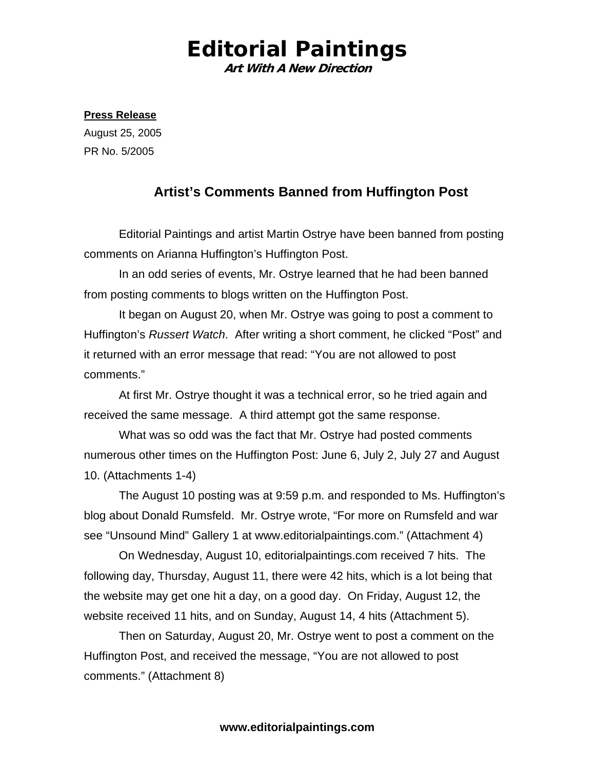# Editorial Paintings

***Art With A New Direction***

**Press Release**

August 25, 2005

PR No. 5/2005

## Artist's Comments Banned from Huffington Post

Editorial Paintings and artist Martin Ostrye have been banned from posting comments on Arianna Huffington's Huffington Post.

In an odd series of events, Mr. Ostrye learned that he had been banned from posting comments to blogs written on the Huffington Post.

It began on August 20, when Mr. Ostrye was going to post a comment to Huffington's *Russert Watch*. After writing a short comment, he clicked "Post" and it returned with an error message that read: "You are not allowed to post comments."

At first Mr. Ostrye thought it was a technical error, so he tried again and received the same message. A third attempt got the same response.

What was so odd was the fact that Mr. Ostrye had posted comments numerous other times on the Huffington Post: June 6, July 2, July 27 and August 10. (Attachments 1-4)

The August 10 posting was at 9:59 p.m. and responded to Ms. Huffington's blog about Donald Rumsfeld. Mr. Ostrye wrote, "For more on Rumsfeld and war see "Unsound Mind" Gallery 1 at www.editorialpaintings.com." (Attachment 4)

On Wednesday, August 10, editorialpaintings.com received 7 hits. The following day, Thursday, August 11, there were 42 hits, which is a lot being that the website may get one hit a day, on a good day. On Friday, August 12, the website received 11 hits, and on Sunday, August 14, 4 hits (Attachment 5).

Then on Saturday, August 20, Mr. Ostrye went to post a comment on the Huffington Post, and received the message, "You are not allowed to post comments." (Attachment 8)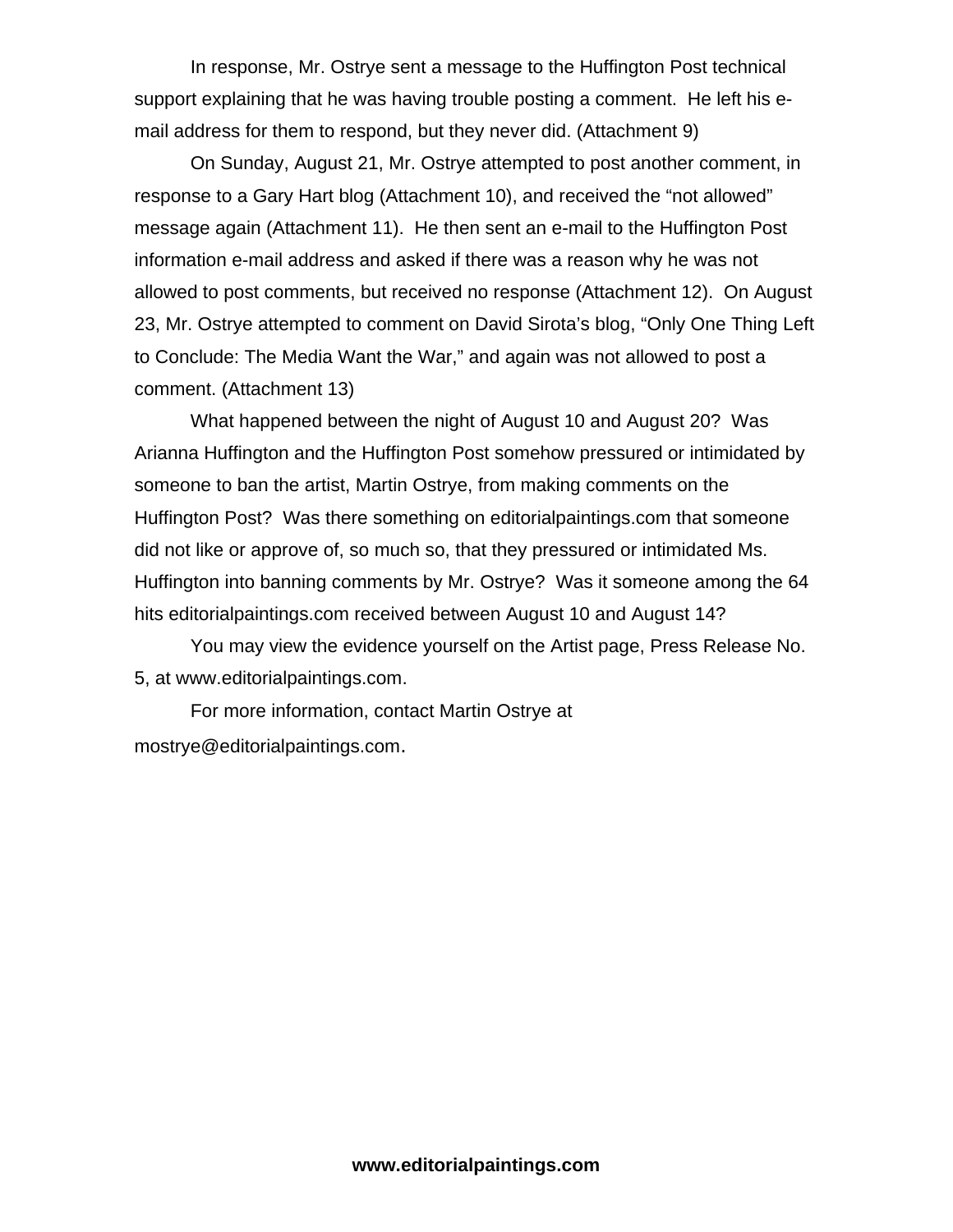In response, Mr. Ostrye sent a message to the Huffington Post technical support explaining that he was having trouble posting a comment. He left his e-mail address for them to respond, but they never did. (Attachment 9)

On Sunday, August 21, Mr. Ostrye attempted to post another comment, in response to a Gary Hart blog (Attachment 10), and received the "not allowed" message again (Attachment 11). He then sent an e-mail to the Huffington Post information e-mail address and asked if there was a reason why he was not allowed to post comments, but received no response (Attachment 12). On August 23, Mr. Ostrye attempted to comment on David Sirota's blog, "Only One Thing Left to Conclude: The Media Want the War," and again was not allowed to post a comment. (Attachment 13)

What happened between the night of August 10 and August 20? Was Arianna Huffington and the Huffington Post somehow pressured or intimidated by someone to ban the artist, Martin Ostrye, from making comments on the Huffington Post? Was there something on editorialpaintings.com that someone did not like or approve of, so much so, that they pressured or intimidated Ms. Huffington into banning comments by Mr. Ostrye? Was it someone among the 64 hits editorialpaintings.com received between August 10 and August 14?

You may view the evidence yourself on the Artist page, Press Release No. 5, at www.editorialpaintings.com.

For more information, contact Martin Ostrye at mostrye@editorialpaintings.com.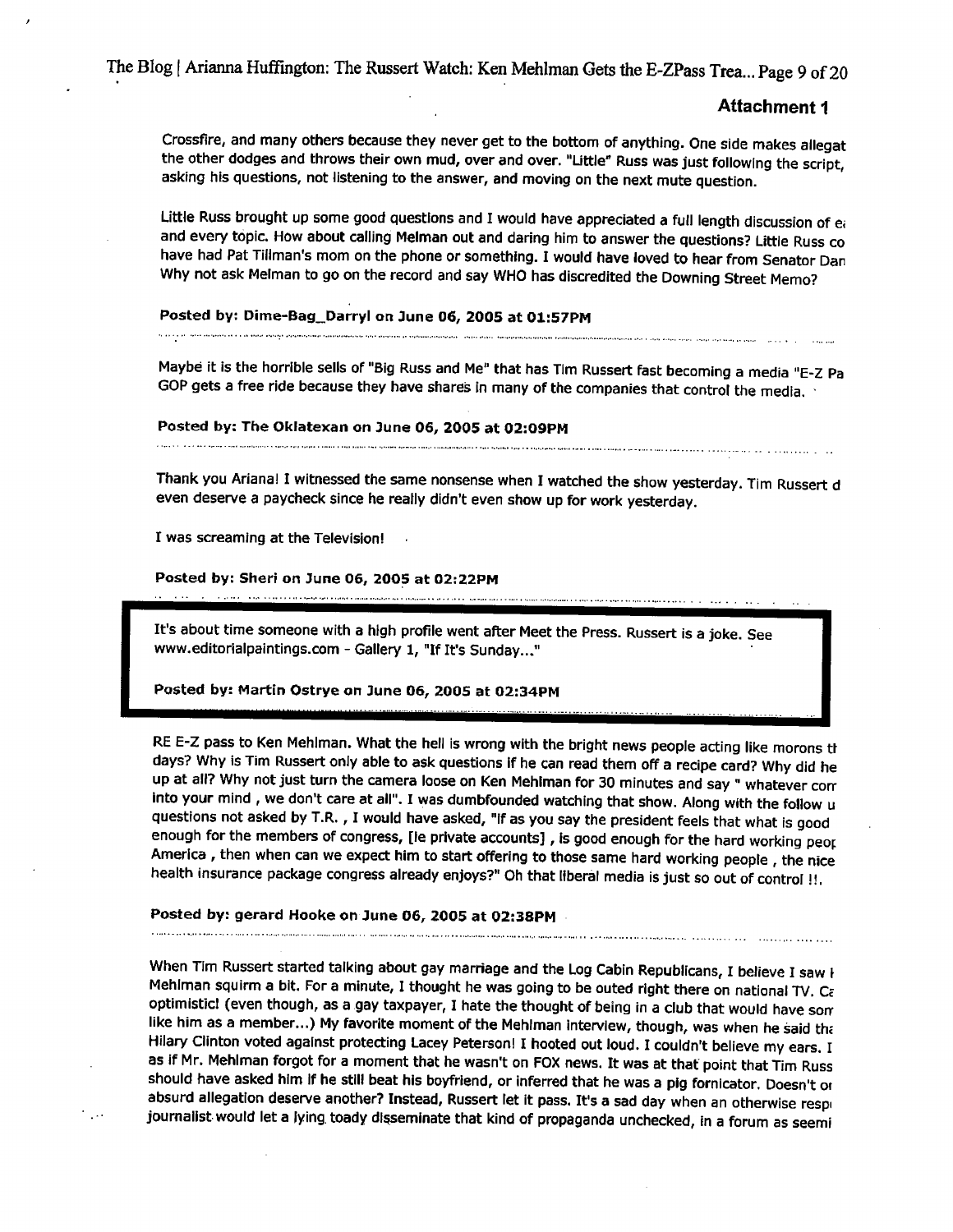**Attachment 1**

Crossfire, and many others because they never get to the bottom of anything. One side makes allegat the other dodges and throws their own mud, over and over. "Little" Russ was just following the script, asking his questions, not listening to the answer, and moving on the next mute question.

Little Russ brought up some good questions and I would have appreciated a full length discussion of e and every topic. How about calling Melman out and daring him to answer the questions? Little Russ co have had Pat Tillman's mom on the phone or something. I would have loved to hear from Senator Dan Why not ask Melman to go on the record and say WHO has discredited the Downing Street Memo?

**Posted by: Dime-Bag_Darryl on June 06, 2005 at 01:57PM**

Maybe it is the horrible sells of "Big Russ and Me" that has Tim Russert fast becoming a media "E-Z Pa GOP gets a free ride because they have shares in many of the companies that control the media.

**Posted by: The Oklatexan on June 06, 2005 at 02:09PM**

Thank you Ariana! I witnessed the same nonsense when I watched the show yesterday. Tim Russert d even deserve a paycheck since he really didn't even show up for work yesterday.

I was screaming at the Television!

**Posted by: Sheri on June 06, 2005 at 02:22PM**

It's about time someone with a high profile went after Meet the Press. Russert is a joke. See www.editorialpaintings.com - Gallery 1, "If It's Sunday..."

**Posted by: Martin Ostrye on June 06, 2005 at 02:34PM**

RE E-Z pass to Ken Mehlman. What the hell is wrong with the bright news people acting like morons tl days? Why is Tim Russert only able to ask questions if he can read them off a recipe card? Why did he up at all? Why not just turn the camera loose on Ken Mehlman for 30 minutes and say " whatever corr into your mind , we don't care at all". I was dumbfounded watching that show. Along with the follow u questions not asked by T.R. , I would have asked, "If as you say the president feels that what is good enough for the members of congress, [ie private accounts] , is good enough for the hard working peor America , then when can we expect him to start offering to those same hard working people , the nice health insurance package congress already enjoys?" Oh that liberal media is just so out of control !!.

**Posted by: gerard Hooke on June 06, 2005 at 02:38PM**

When Tim Russert started talking about gay marriage and the Log Cabin Republicans, I believe I saw I Mehlman squirm a bit. For a minute, I thought he was going to be outed right there on national TV. Ca optimistic! (even though, as a gay taxpayer, I hate the thought of being in a club that would have sorr like him as a member...) My favorite moment of the Mehlman interview, though, was when he said tha Hilary Clinton voted against protecting Lacey Peterson! I hooted out loud. I couldn't believe my ears. I as if Mr. Mehlman forgot for a moment that he wasn't on FOX news. It was at that point that Tim Russ should have asked him if he still beat his boyfriend, or inferred that he was a pig fornicator. Doesn't o absurd allegation deserve another? Instead, Russert let it pass. It's a sad day when an otherwise resp journalist would let a lying toady disseminate that kind of propaganda unchecked, in a forum as seemi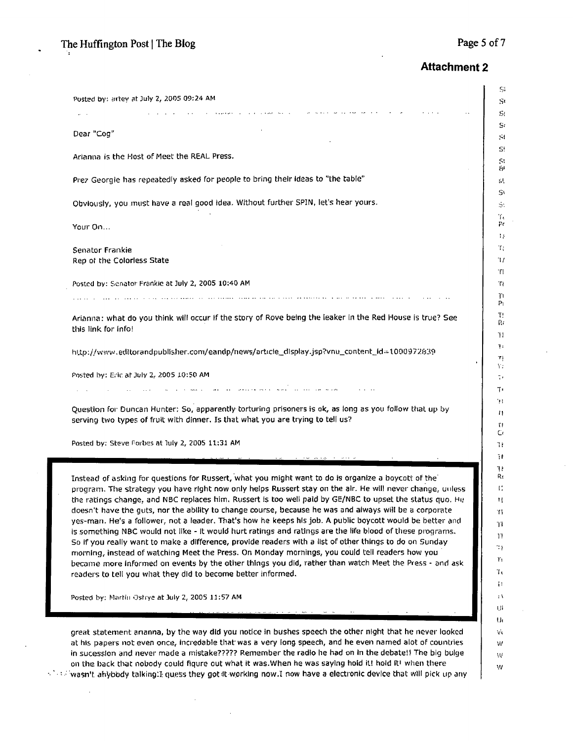**Attachment 2**

Posted by: artey at July 2, 2005 09:24 AM

Dear "Cog"

Arianna is the Host of Meet the REAL Press.

Prez Georgie has repeatedly asked for people to bring their ideas to "the table"

Obviously, you must have a real good idea. Without further SPIN, let's hear yours.

Your On...

Senator Frankie
Rep of the Colorless State

Posted by: Senator Frankie at July 2, 2005 10:40 AM

Arianna: what do you think will occur if the story of Rove being the leaker in the Red House is true? See this link for info!

http://www.editorandpublisher.com/eandp/news/article_display.jsp?vnu_content_id=1000972839

Posted by: Eric at July 2, 2005 10:50 AM

Question for Duncan Hunter: So, apparently torturing prisoners is ok, as long as you follow that up by serving two types of fruit with dinner. Is that what you are trying to tell us?

Posted by: Steve Forbes at July 2, 2005 11:31 AM

Instead of asking for questions for Russert, what you might want to do is organize a boycott of the program. The strategy you have right now only helps Russert stay on the air. He will never change, unless the ratings change, and NBC replaces him. Russert is too well paid by GE/NBC to upset the status quo. He doesn't have the guts, nor the ability to change course, because he was and always will be a corporate yes-man. He's a follower, not a leader. That's how he keeps his job. A public boycott would be better and is something NBC would not like - it would hurt ratings and ratings are the life blood of these programs. So if you really want to make a difference, provide readers with a list of other things to do on Sunday morning, instead of watching Meet the Press. On Monday mornings, you could tell readers how you became more informed on events by the other things you did, rather than watch Meet the Press - and ask readers to tell you what they did to become better informed.

Posted by: Martin Ostrye at July 2, 2005 11:57 AM

great statement arianna, by the way did you notice in bushes speech the other night that he never looked at his papers not even once, incredable that was a very long speech, and he even named alot of countries in sucession and never made a mistake????? Remember the radio he had on in the debate!! The big bulge on the back that nobody could figure out what it was.When he was saying hold it! hold it! when there wasn't anybody talking.I guess they got it working now.I now have a electronic device that will pick up any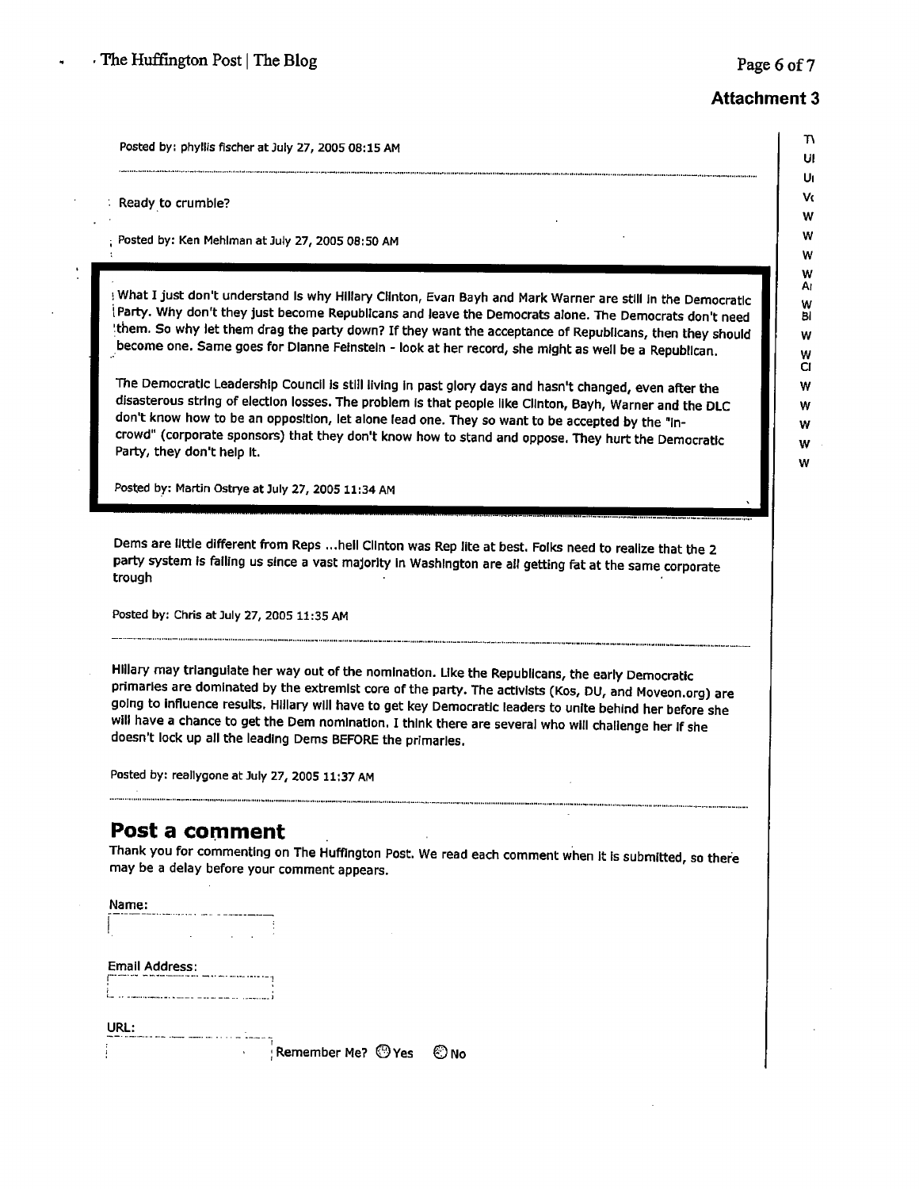**Attachment 3**

Posted by: phyllis fischer at July 27, 2005 08:15 AM

---

Ready to crumble?

Posted by: Ken Mehlman at July 27, 2005 08:50 AM

---

What I just don't understand is why Hillary Clinton, Evan Bayh and Mark Warner are still in the Democratic Party. Why don't they just become Republicans and leave the Democrats alone. The Democrats don't need them. So why let them drag the party down? If they want the acceptance of Republicans, then they should become one. Same goes for Dianne Feinstein - look at her record, she might as well be a Republican.

The Democratic Leadership Council is still living in past glory days and hasn't changed, even after the disasterous string of election losses. The problem is that people like Clinton, Bayh, Warner and the DLC don't know how to be an opposition, let alone lead one. They so want to be accepted by the "in-crowd" (corporate sponsors) that they don't know how to stand and oppose. They hurt the Democratic Party, they don't help it.

Posted by: Martin Ostrye at July 27, 2005 11:34 AM

---

Dems are little different from Reps ...hell Clinton was Rep lite at best. Folks need to realize that the 2 party system is failing us since a vast majority in Washington are all getting fat at the same corporate trough

Posted by: Chris at July 27, 2005 11:35 AM

---

Hillary may triangulate her way out of the nomination. Like the Republicans, the early Democratic primaries are dominated by the extremist core of the party. The activists (Kos, DU, and Moveon.org) are going to influence results. Hillary will have to get key Democratic leaders to unite behind her before she will have a chance to get the Dem nomination. I think there are several who will challenge her if she doesn't lock up all the leading Dems BEFORE the primaries.

Posted by: reallygone at July 27, 2005 11:37 AM

---

## Post a comment

Thank you for commenting on The Huffington Post. We read each comment when it is submitted, so there may be a delay before your comment appears.

Name:

Email Address:

URL:

Remember Me? Yes No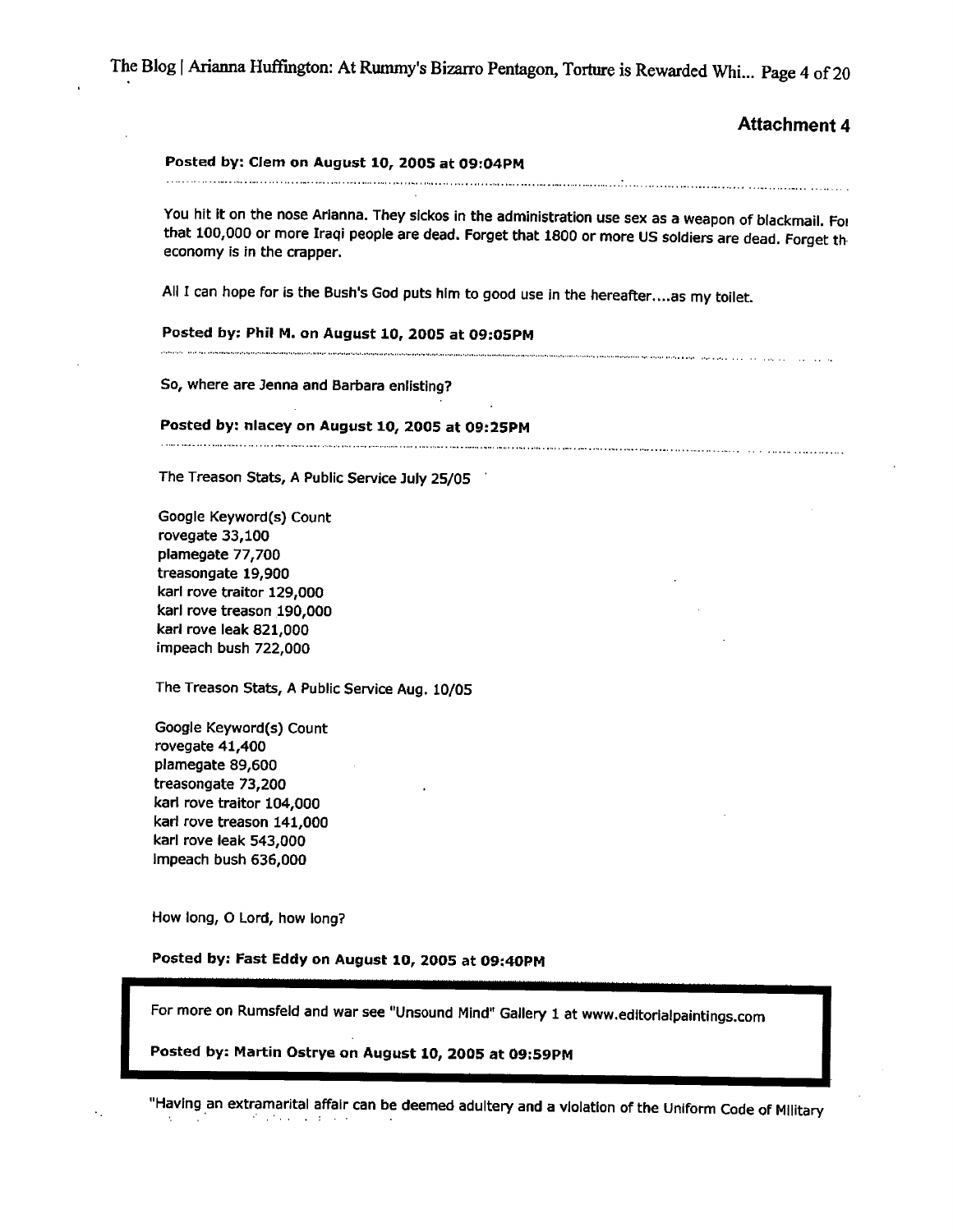**Attachment 4**

**Posted by: Clem on August 10, 2005 at 09:04PM**

You hit it on the nose Arianna. They sickos in the administration use sex as a weapon of blackmail. Foı that 100,000 or more Iraqi people are dead. Forget that 1800 or more US soldiers are dead. Forget th economy is in the crapper.

All I can hope for is the Bush's God puts him to good use in the hereafter....as my toilet.

**Posted by: Phil M. on August 10, 2005 at 09:05PM**

So, where are Jenna and Barbara enlisting?

**Posted by: nlacey on August 10, 2005 at 09:25PM**

The Treason Stats, A Public Service July 25/05

Google Keyword(s) Count
rovegate 33,100
plamegate 77,700
treasongate 19,900
karl rove traitor 129,000
karl rove treason 190,000
karl rove leak 821,000
impeach bush 722,000

The Treason Stats, A Public Service Aug. 10/05

Google Keyword(s) Count
rovegate 41,400
plamegate 89,600
treasongate 73,200
karl rove traitor 104,000
karl rove treason 141,000
karl rove leak 543,000
impeach bush 636,000

How long, O Lord, how long?

**Posted by: Fast Eddy on August 10, 2005 at 09:40PM**

For more on Rumsfeld and war see "Unsound Mind" Gallery 1 at www.editorialpaintings.com

**Posted by: Martin Ostrye on August 10, 2005 at 09:59PM**

"Having an extramarital affair can be deemed adultery and a violation of the Uniform Code of Military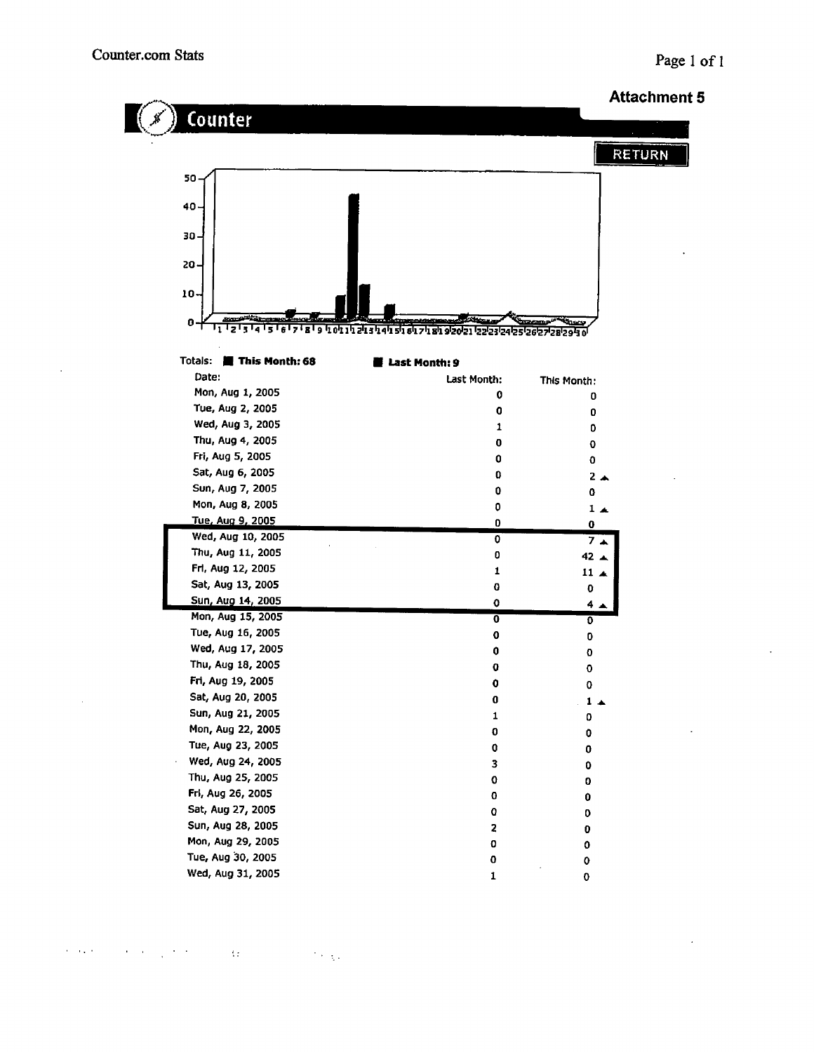**Attachment 5**

# Counter

RETURN

Totals: **This Month: 68** **Last Month: 9**

| Date: | Last Month: | This Month: |
|---|---|---|
| Mon, Aug 1, 2005 | 0 | 0 |
| Tue, Aug 2, 2005 | 0 | 0 |
| Wed, Aug 3, 2005 | 1 | 0 |
| Thu, Aug 4, 2005 | 0 | 0 |
| Fri, Aug 5, 2005 | 0 | 0 |
| Sat, Aug 6, 2005 | 0 | 2 ▲ |
| Sun, Aug 7, 2005 | 0 | 0 |
| Mon, Aug 8, 2005 | 0 | 1 ▲ |
| Tue, Aug 9, 2005 | 0 | 0 |
| Wed, Aug 10, 2005 | 0 | 7 ▲ |
| Thu, Aug 11, 2005 | 0 | 42 ▲ |
| Fri, Aug 12, 2005 | 1 | 11 ▲ |
| Sat, Aug 13, 2005 | 0 | 0 |
| Sun, Aug 14, 2005 | 0 | 4 ▲ |
| Mon, Aug 15, 2005 | 0 | 0 |
| Tue, Aug 16, 2005 | 0 | 0 |
| Wed, Aug 17, 2005 | 0 | 0 |
| Thu, Aug 18, 2005 | 0 | 0 |
| Fri, Aug 19, 2005 | 0 | 0 |
| Sat, Aug 20, 2005 | 0 | 1 ▲ |
| Sun, Aug 21, 2005 | 1 | 0 |
| Mon, Aug 22, 2005 | 0 | 0 |
| Tue, Aug 23, 2005 | 0 | 0 |
| Wed, Aug 24, 2005 | 3 | 0 |
| Thu, Aug 25, 2005 | 0 | 0 |
| Fri, Aug 26, 2005 | 0 | 0 |
| Sat, Aug 27, 2005 | 0 | 0 |
| Sun, Aug 28, 2005 | 2 | 0 |
| Mon, Aug 29, 2005 | 0 | 0 |
| Tue, Aug 30, 2005 | 0 | 0 |
| Wed, Aug 31, 2005 | 1 | 0 |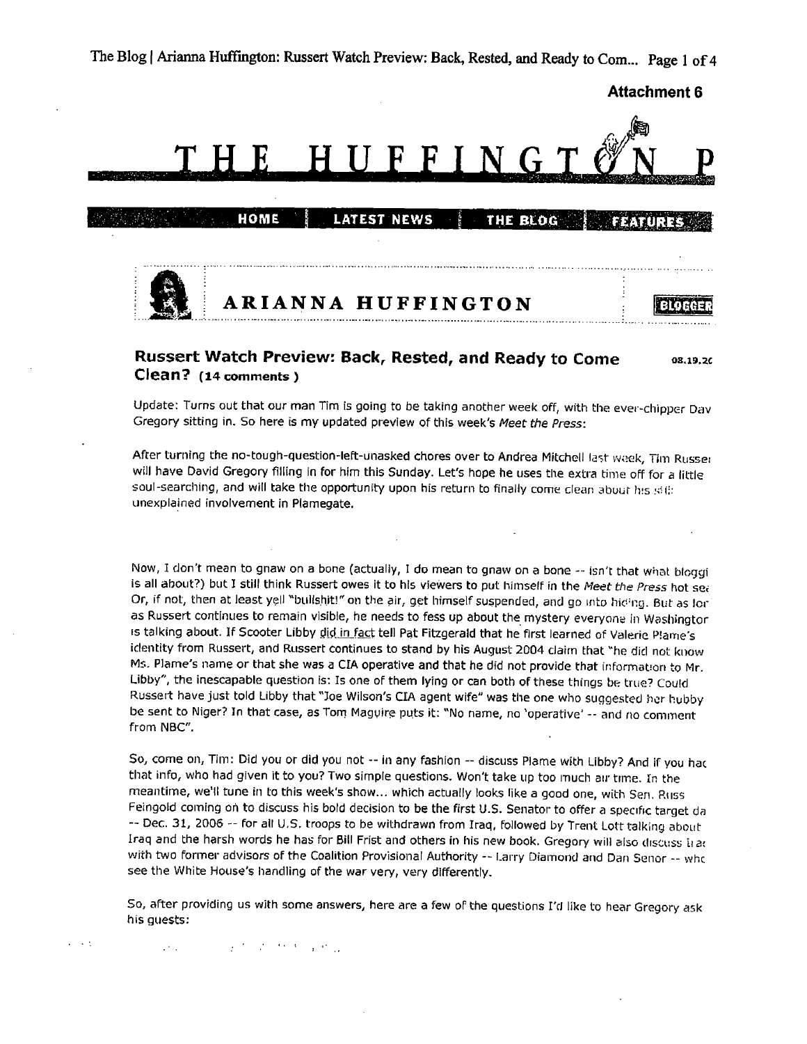**Attachment 6**

# THE HUFFINGTON P

HOME | LATEST NEWS | THE BLOG | FEATURES

## ARIANNA HUFFINGTON

BLOGGER

### Russert Watch Preview: Back, Rested, and Ready to Come Clean? (14 comments)

08.19.2c

Update: Turns out that our man Tim is going to be taking another week off, with the ever-chipper Dav Gregory sitting in. So here is my updated preview of this week's *Meet the Press*:

After turning the no-tough-question-left-unasked chores over to Andrea Mitchell last week, Tim Russe will have David Gregory filling in for him this Sunday. Let's hope he uses the extra time off for a little soul-searching, and will take the opportunity upon his return to finally come clean about his still unexplained involvement in Plamegate.

Now, I don't mean to gnaw on a bone (actually, I do mean to gnaw on a bone -- isn't that what bloggi is all about?) but I still think Russert owes it to his viewers to put himself in the *Meet the Press* hot se Or, if not, then at least yell "bullshit!" on the air, get himself suspended, and go into hiding. But as lor as Russert continues to remain visible, he needs to fess up about the mystery everyone in Washingtor is talking about. If Scooter Libby did in fact tell Pat Fitzgerald that he first learned of Valerie Plame's identity from Russert, and Russert continues to stand by his August 2004 claim that "he did not know Ms. Plame's name or that she was a CIA operative and that he did not provide that information to Mr. Libby", the inescapable question is: Is one of them lying or can both of these things be true? Could Russert have just told Libby that "Joe Wilson's CIA agent wife" was the one who suggested her hubby be sent to Niger? In that case, as Tom Maguire puts it: "No name, no 'operative' -- and no comment from NBC".

So, come on, Tim: Did you or did you not -- in any fashion -- discuss Plame with Libby? And if you hac that info, who had given it to you? Two simple questions. Won't take up too much air time. In the meantime, we'll tune in to this week's show... which actually looks like a good one, with Sen. Russ Feingold coming on to discuss his bold decision to be the first U.S. Senator to offer a specific target da -- Dec. 31, 2006 -- for all U.S. troops to be withdrawn from Iraq, followed by Trent Lott talking about Iraq and the harsh words he has for Bill Frist and others in his new book. Gregory will also discuss Ira with two former advisors of the Coalition Provisional Authority -- Larry Diamond and Dan Senor -- whc see the White House's handling of the war very, very differently.

So, after providing us with some answers, here are a few of the questions I'd like to hear Gregory ask his guests: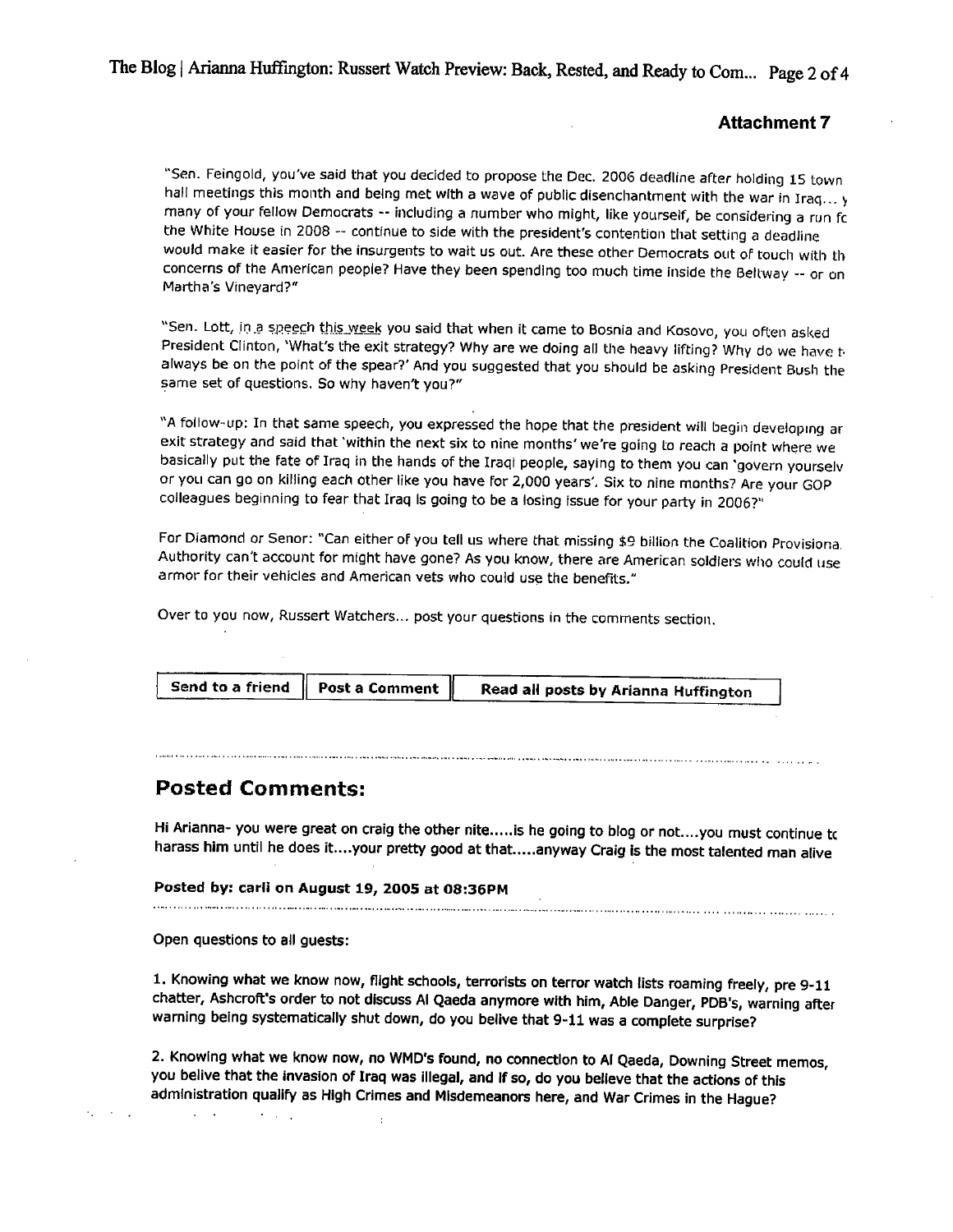**Attachment 7**

"Sen. Feingold, you've said that you decided to propose the Dec. 2006 deadline after holding 15 town hall meetings this month and being met with a wave of public disenchantment with the war in Iraq... y many of your fellow Democrats -- including a number who might, like yourself, be considering a run fc the White House in 2008 -- continue to side with the president's contention that setting a deadline would make it easier for the insurgents to wait us out. Are these other Democrats out of touch with th concerns of the American people? Have they been spending too much time inside the Beltway -- or on Martha's Vineyard?"

"Sen. Lott, in a speech this week you said that when it came to Bosnia and Kosovo, you often asked President Clinton, 'What's the exit strategy? Why are we doing all the heavy lifting? Why do we have t always be on the point of the spear?' And you suggested that you should be asking President Bush the same set of questions. So why haven't you?"

"A follow-up: In that same speech, you expressed the hope that the president will begin developing ar exit strategy and said that 'within the next six to nine months' we're going to reach a point where we basically put the fate of Iraq in the hands of the Iraqi people, saying to them you can 'govern yourselv or you can go on killing each other like you have for 2,000 years'. Six to nine months? Are your GOP colleagues beginning to fear that Iraq is going to be a losing issue for your party in 2006?"

For Diamond or Senor: "Can either of you tell us where that missing $9 billion the Coalition Provisiona Authority can't account for might have gone? As you know, there are American soldiers who could use armor for their vehicles and American vets who could use the benefits."

Over to you now, Russert Watchers... post your questions in the comments section.

| Send to a friend | Post a Comment | Read all posts by Arianna Huffington |
|---|---|---|

## Posted Comments:

Hi Arianna- you were great on craig the other nite.....is he going to blog or not....you must continue tc harass him until he does it....your pretty good at that.....anyway Craig is the most talented man alive

**Posted by: carli on August 19, 2005 at 08:36PM**

Open questions to all guests:

1. Knowing what we know now, flight schools, terrorists on terror watch lists roaming freely, pre 9-11 chatter, Ashcroft's order to not discuss Al Qaeda anymore with him, Able Danger, PDB's, warning after warning being systematically shut down, do you belive that 9-11 was a complete surprise?

2. Knowing what we know now, no WMD's found, no connection to Al Qaeda, Downing Street memos, you belive that the invasion of Iraq was illegal, and if so, do you believe that the actions of this administration qualify as High Crimes and Misdemeanors here, and War Crimes in the Hague?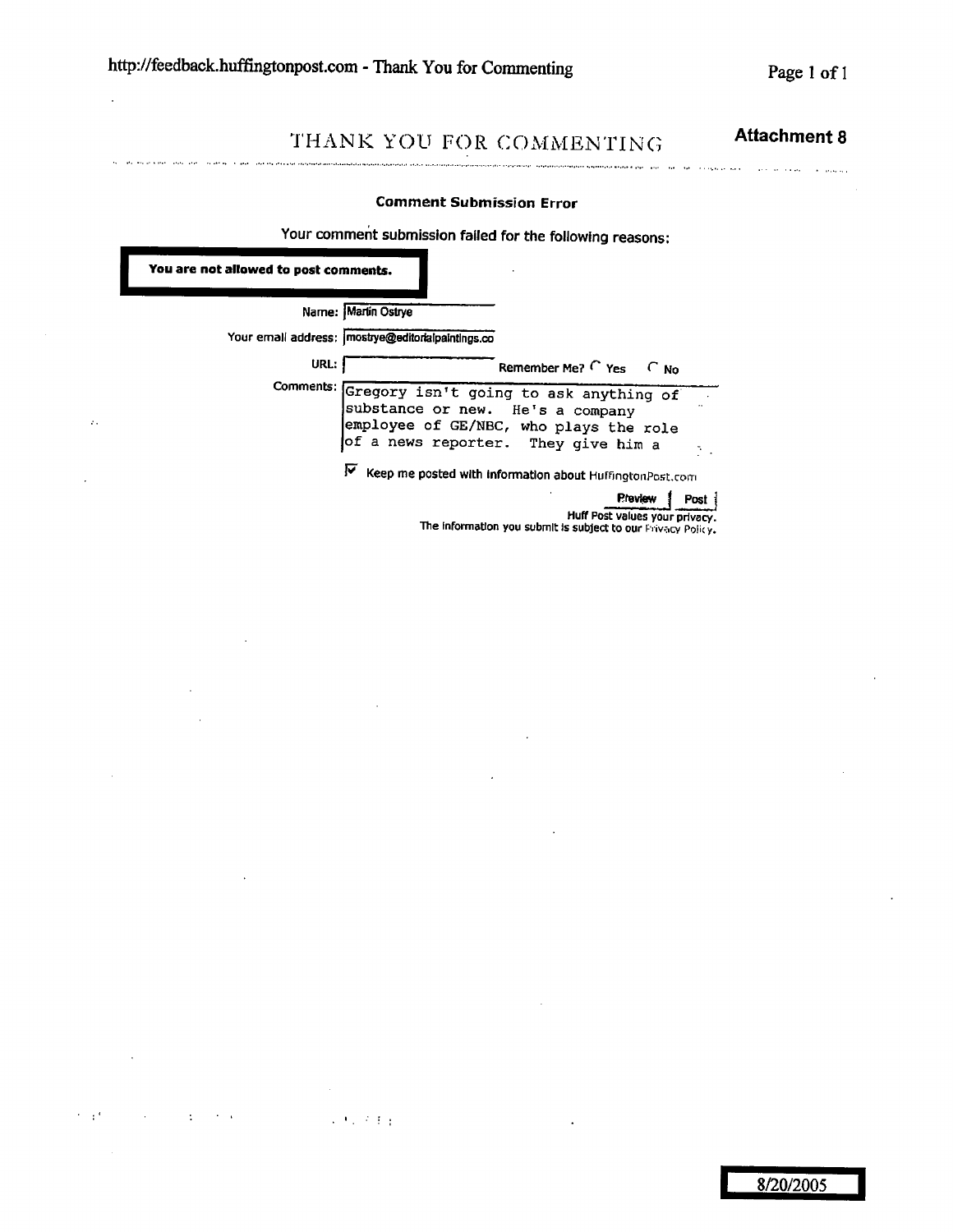# THANK YOU FOR COMMENTING

**Attachment 8**

**Comment Submission Error**

Your comment submission failed for the following reasons:

**You are not allowed to post comments.**

Name: Martin Ostrye

Your email address: mostrye@editorialpaintings.co

URL:

Remember Me? Yes No

Comments: Gregory isn't going to ask anything of substance or new. He's a company employee of GE/NBC, who plays the role of a news reporter. They give him a

Keep me posted with information about HuffingtonPost.com

Preview | Post

Huff Post values your privacy.
The information you submit is subject to our Privacy Policy.

8/20/2005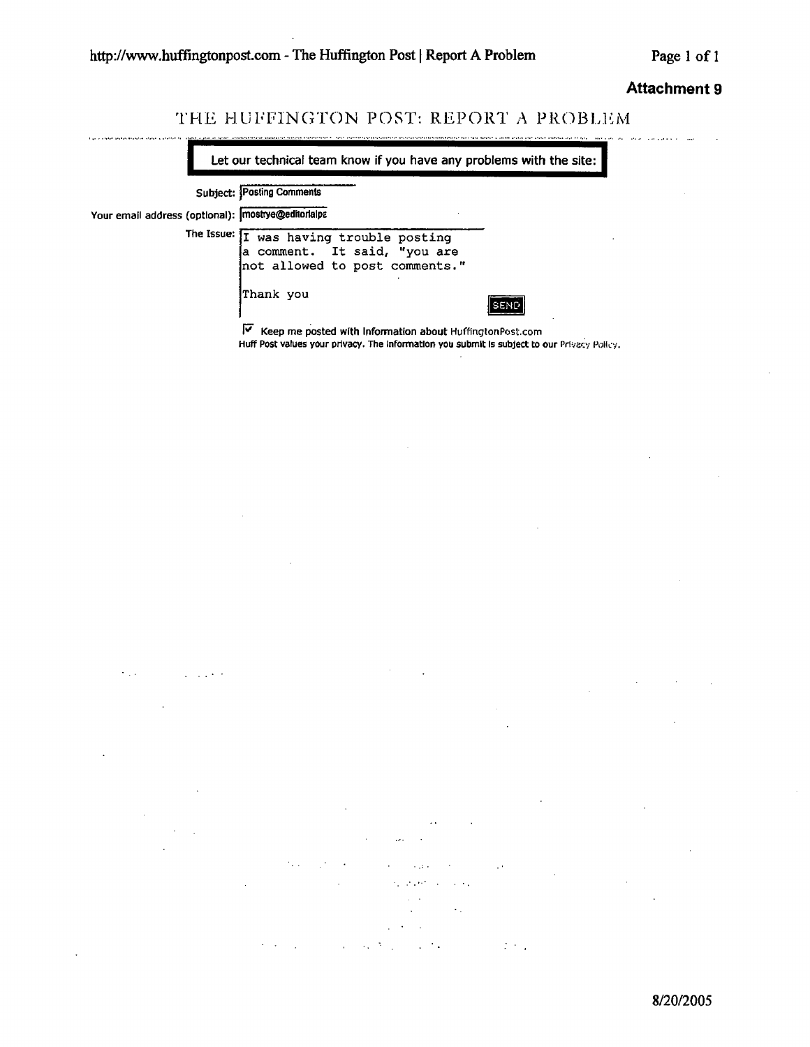**Attachment 9**

# THE HUFFINGTON POST: REPORT A PROBLEM

**Let our technical team know if you have any problems with the site:**

Subject: Posting Comments

Your email address (optional): mostrye@editorialpa

The Issue:

```
I was having trouble posting
a comment. It said, "you are
not allowed to post comments."

Thank you
```

SEND

☑ Keep me posted with information about HuffingtonPost.com

Huff Post values your privacy. The information you submit is subject to our Privacy Policy.

8/20/2005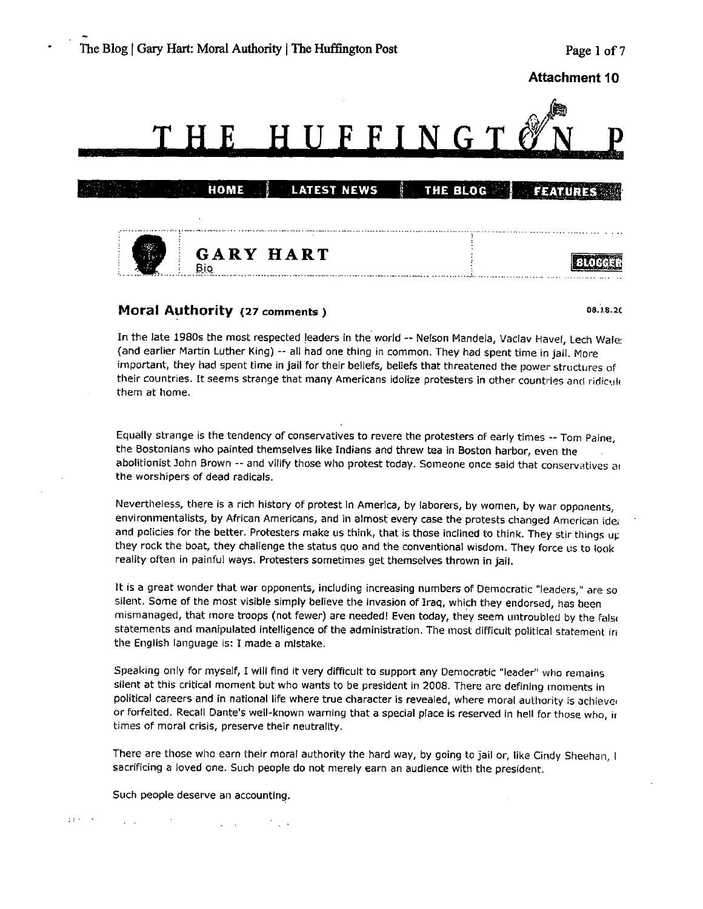**Attachment 10**

THE HUFFINGTON P

HOME | LATEST NEWS | THE BLOG | FEATURES

## GARY HART

Bio

BLOGGER

### Moral Authority (27 comments)

08.18.2(

In the late 1980s the most respected leaders in the world -- Nelson Mandela, Vaclav Havel, Lech Wale: (and earlier Martin Luther King) -- all had one thing in common. They had spent time in jail. More important, they had spent time in jail for their beliefs, beliefs that threatened the power structures of their countries. It seems strange that many Americans idolize protesters in other countries and ridicule them at home.

Equally strange is the tendency of conservatives to revere the protesters of early times -- Tom Paine, the Bostonians who painted themselves like Indians and threw tea in Boston harbor, even the abolitionist John Brown -- and vilify those who protest today. Someone once said that conservatives ar the worshipers of dead radicals.

Nevertheless, there is a rich history of protest in America, by laborers, by women, by war opponents, environmentalists, by African Americans, and in almost every case the protests changed American idea and policies for the better. Protesters make us think, that is those inclined to think. They stir things up they rock the boat, they challenge the status quo and the conventional wisdom. They force us to look reality often in painful ways. Protesters sometimes get themselves thrown in jail.

It is a great wonder that war opponents, including increasing numbers of Democratic "leaders," are so silent. Some of the most visible simply believe the invasion of Iraq, which they endorsed, has been mismanaged, that more troops (not fewer) are needed! Even today, they seem untroubled by the false statements and manipulated intelligence of the administration. The most difficult political statement in the English language is: I made a mistake.

Speaking only for myself, I will find it very difficult to support any Democratic "leader" who remains silent at this critical moment but who wants to be president in 2008. There are defining moments in political careers and in national life where true character is revealed, where moral authority is achieved or forfeited. Recall Dante's well-known warning that a special place is reserved in hell for those who, in times of moral crisis, preserve their neutrality.

There are those who earn their moral authority the hard way, by going to jail or, like Cindy Sheehan, l sacrificing a loved one. Such people do not merely earn an audience with the president.

Such people deserve an accounting.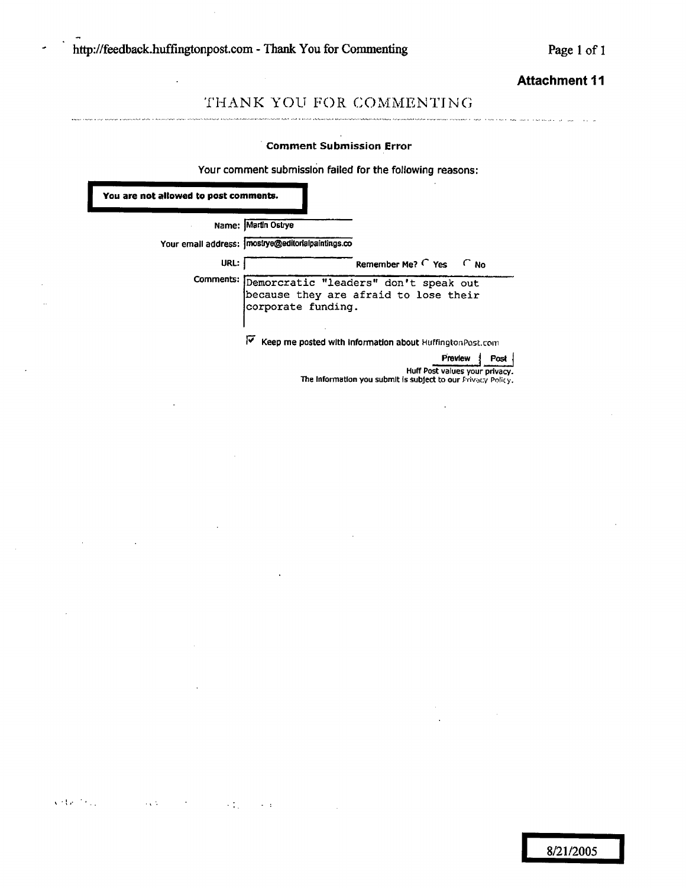http://feedback.huffingtonpost.com - Thank You for Commenting

**Attachment 11**

# THANK YOU FOR COMMENTING

**Comment Submission Error**

Your comment submission failed for the following reasons:

**You are not allowed to post comments.**

Name: Martin Ostrye

Your email address: mostrye@editorialpaintings.co

URL:

Remember Me? Yes No

Comments: Demorcratic "leaders" don't speak out because they are afraid to lose their corporate funding.

☑ Keep me posted with information about HuffingtonPost.com

Preview | Post

Huff Post values your privacy.
The information you submit is subject to our Privacy Policy.

8/21/2005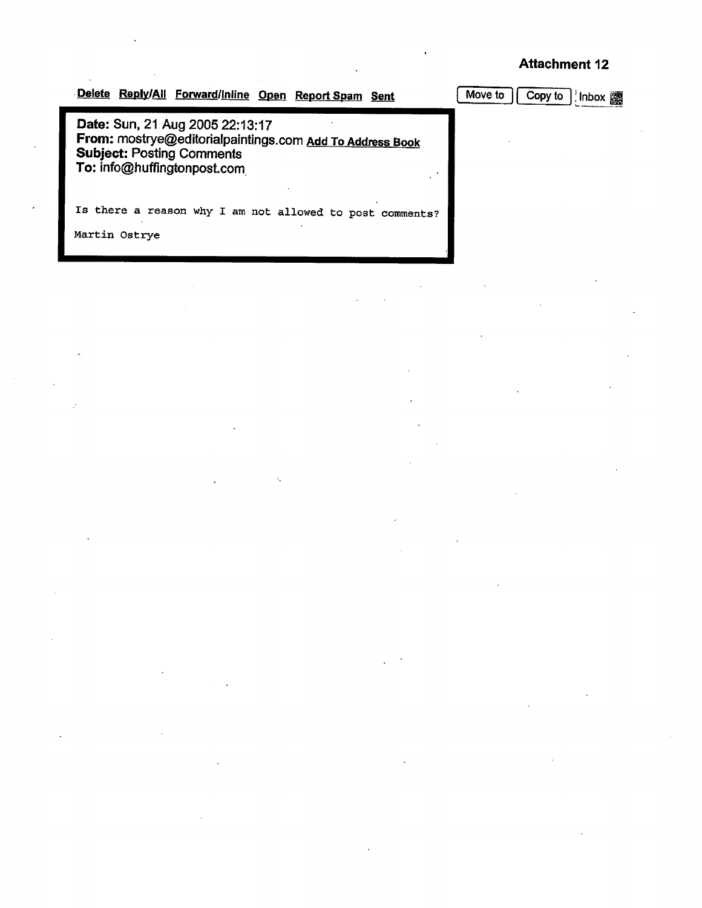**Attachment 12**

Delete Reply/All Forward/Inline Open Report Spam Sent Move to Copy to Inbox

**Date:** Sun, 21 Aug 2005 22:13:17
**From:** mostrye@editorialpaintings.com Add To Address Book
**Subject:** Posting Comments
**To:** info@huffingtonpost.com

Is there a reason why I am not allowed to post comments?

Martin Ostrye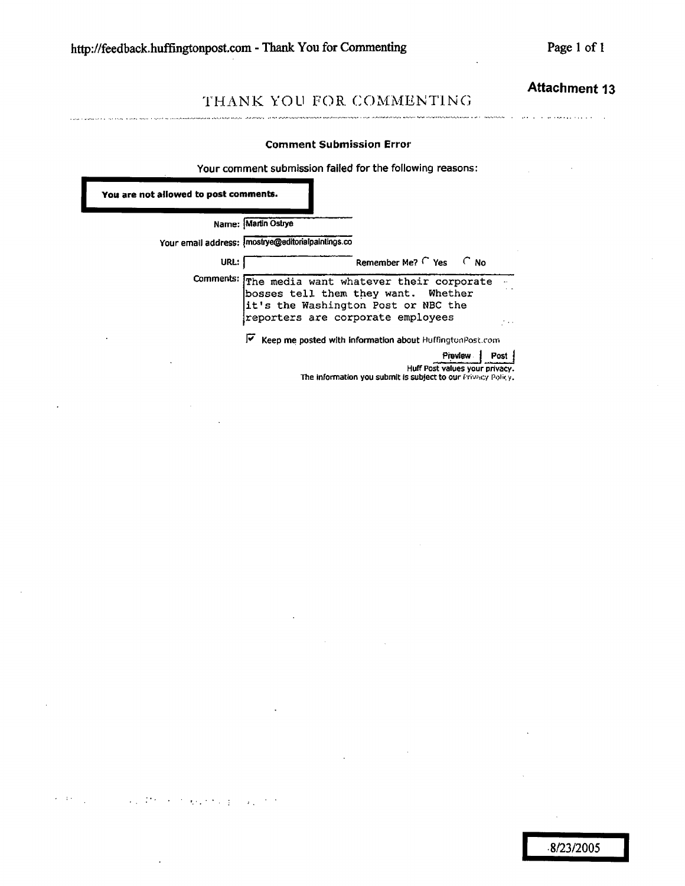**Attachment 13**

# THANK YOU FOR COMMENTING

**Comment Submission Error**

Your comment submission failed for the following reasons:

**You are not allowed to post comments.**

Name: Martin Ostrye

Your email address: mostrye@editorialpaintings.co

URL:

Remember Me? ( Yes ( No

Comments:

```
The media want whatever their corporate
bosses tell them they want.  Whether
it's the Washington Post or NBC the
reporters are corporate employees
```

☑ Keep me posted with information about HuffingtonPost.com

Preview | Post

Huff Post values your privacy.
The information you submit is subject to our Privacy Policy.

8/23/2005